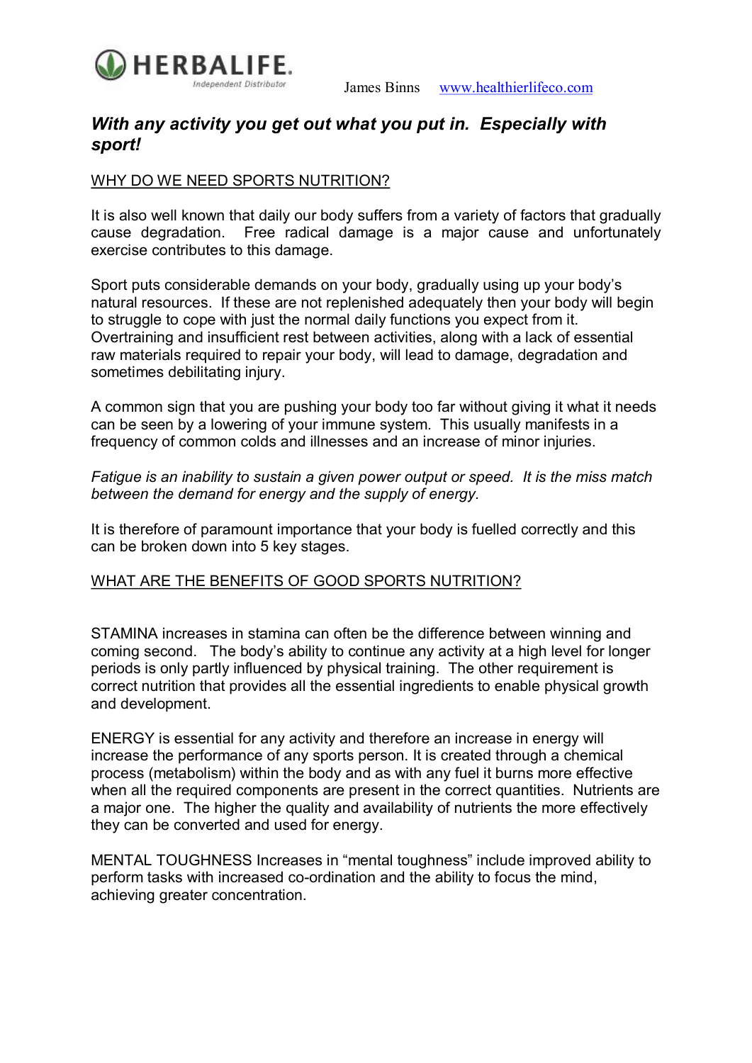HERBALIFE. Independent Distributor    James Binns    www.healthierlifeco.com

## *With any activity you get out what you put in. Especially with sport!*

WHY DO WE NEED SPORTS NUTRITION?

It is also well known that daily our body suffers from a variety of factors that gradually cause degradation. Free radical damage is a major cause and unfortunately exercise contributes to this damage.

Sport puts considerable demands on your body, gradually using up your body's natural resources. If these are not replenished adequately then your body will begin to struggle to cope with just the normal daily functions you expect from it. Overtraining and insufficient rest between activities, along with a lack of essential raw materials required to repair your body, will lead to damage, degradation and sometimes debilitating injury.

A common sign that you are pushing your body too far without giving it what it needs can be seen by a lowering of your immune system. This usually manifests in a frequency of common colds and illnesses and an increase of minor injuries.

*Fatigue is an inability to sustain a given power output or speed. It is the miss match between the demand for energy and the supply of energy.*

It is therefore of paramount importance that your body is fuelled correctly and this can be broken down into 5 key stages.

WHAT ARE THE BENEFITS OF GOOD SPORTS NUTRITION?

STAMINA increases in stamina can often be the difference between winning and coming second. The body's ability to continue any activity at a high level for longer periods is only partly influenced by physical training. The other requirement is correct nutrition that provides all the essential ingredients to enable physical growth and development.

ENERGY is essential for any activity and therefore an increase in energy will increase the performance of any sports person. It is created through a chemical process (metabolism) within the body and as with any fuel it burns more effective when all the required components are present in the correct quantities. Nutrients are a major one. The higher the quality and availability of nutrients the more effectively they can be converted and used for energy.

MENTAL TOUGHNESS Increases in "mental toughness" include improved ability to perform tasks with increased co-ordination and the ability to focus the mind, achieving greater concentration.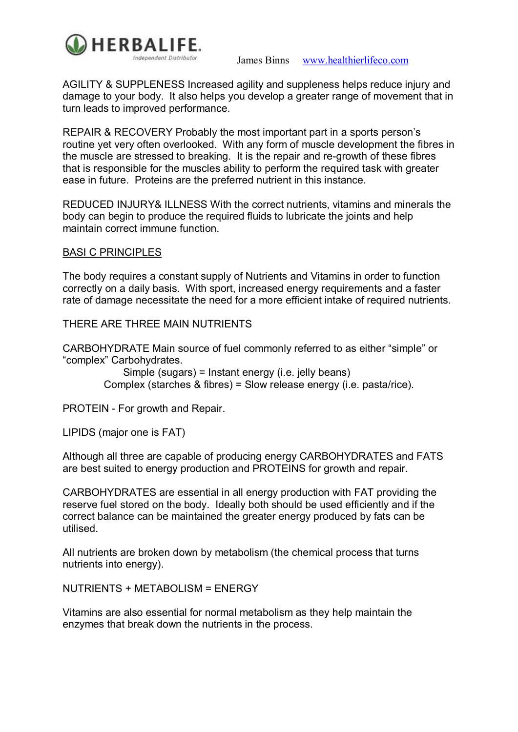AGILITY & SUPPLENESS Increased agility and suppleness helps reduce injury and damage to your body. It also helps you develop a greater range of movement that in turn leads to improved performance.

REPAIR & RECOVERY Probably the most important part in a sports person's routine yet very often overlooked. With any form of muscle development the fibres in the muscle are stressed to breaking. It is the repair and re-growth of these fibres that is responsible for the muscles ability to perform the required task with greater ease in future. Proteins are the preferred nutrient in this instance.

REDUCED INJURY& ILLNESS With the correct nutrients, vitamins and minerals the body can begin to produce the required fluids to lubricate the joints and help maintain correct immune function.

<u>BASI C PRINCIPLES</u>

The body requires a constant supply of Nutrients and Vitamins in order to function correctly on a daily basis. With sport, increased energy requirements and a faster rate of damage necessitate the need for a more efficient intake of required nutrients.

THERE ARE THREE MAIN NUTRIENTS

CARBOHYDRATE Main source of fuel commonly referred to as either "simple" or "complex" Carbohydrates.

Simple (sugars) = Instant energy (i.e. jelly beans)
Complex (starches & fibres) = Slow release energy (i.e. pasta/rice).

PROTEIN - For growth and Repair.

LIPIDS (major one is FAT)

Although all three are capable of producing energy CARBOHYDRATES and FATS are best suited to energy production and PROTEINS for growth and repair.

CARBOHYDRATES are essential in all energy production with FAT providing the reserve fuel stored on the body. Ideally both should be used efficiently and if the correct balance can be maintained the greater energy produced by fats can be utilised.

All nutrients are broken down by metabolism (the chemical process that turns nutrients into energy).

NUTRIENTS + METABOLISM = ENERGY

Vitamins are also essential for normal metabolism as they help maintain the enzymes that break down the nutrients in the process.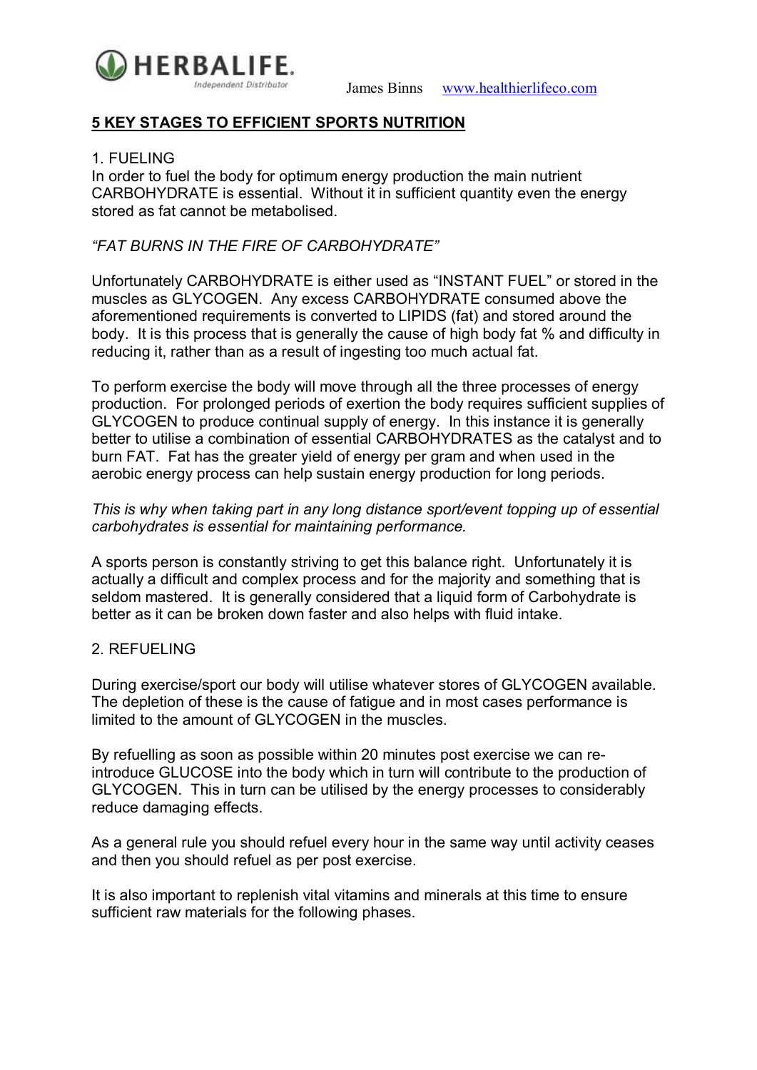## **5 KEY STAGES TO EFFICIENT SPORTS NUTRITION**

1. FUELING

In order to fuel the body for optimum energy production the main nutrient CARBOHYDRATE is essential. Without it in sufficient quantity even the energy stored as fat cannot be metabolised.

*"FAT BURNS IN THE FIRE OF CARBOHYDRATE"*

Unfortunately CARBOHYDRATE is either used as "INSTANT FUEL" or stored in the muscles as GLYCOGEN. Any excess CARBOHYDRATE consumed above the aforementioned requirements is converted to LIPIDS (fat) and stored around the body. It is this process that is generally the cause of high body fat % and difficulty in reducing it, rather than as a result of ingesting too much actual fat.

To perform exercise the body will move through all the three processes of energy production. For prolonged periods of exertion the body requires sufficient supplies of GLYCOGEN to produce continual supply of energy. In this instance it is generally better to utilise a combination of essential CARBOHYDRATES as the catalyst and to burn FAT. Fat has the greater yield of energy per gram and when used in the aerobic energy process can help sustain energy production for long periods.

*This is why when taking part in any long distance sport/event topping up of essential carbohydrates is essential for maintaining performance.*

A sports person is constantly striving to get this balance right. Unfortunately it is actually a difficult and complex process and for the majority and something that is seldom mastered. It is generally considered that a liquid form of Carbohydrate is better as it can be broken down faster and also helps with fluid intake.

2. REFUELING

During exercise/sport our body will utilise whatever stores of GLYCOGEN available. The depletion of these is the cause of fatigue and in most cases performance is limited to the amount of GLYCOGEN in the muscles.

By refuelling as soon as possible within 20 minutes post exercise we can re-introduce GLUCOSE into the body which in turn will contribute to the production of GLYCOGEN. This in turn can be utilised by the energy processes to considerably reduce damaging effects.

As a general rule you should refuel every hour in the same way until activity ceases and then you should refuel as per post exercise.

It is also important to replenish vital vitamins and minerals at this time to ensure sufficient raw materials for the following phases.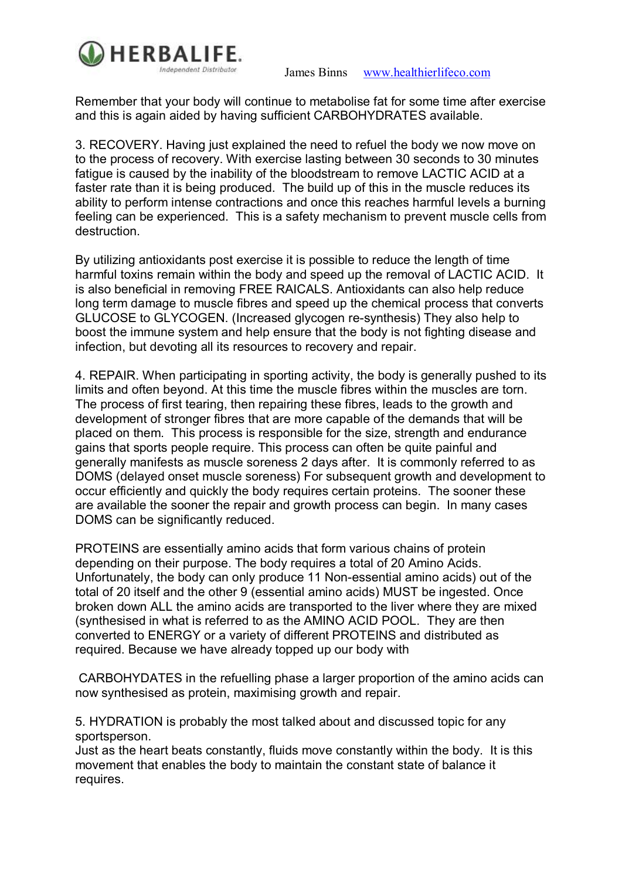Remember that your body will continue to metabolise fat for some time after exercise and this is again aided by having sufficient CARBOHYDRATES available.

3. RECOVERY. Having just explained the need to refuel the body we now move on to the process of recovery. With exercise lasting between 30 seconds to 30 minutes fatigue is caused by the inability of the bloodstream to remove LACTIC ACID at a faster rate than it is being produced. The build up of this in the muscle reduces its ability to perform intense contractions and once this reaches harmful levels a burning feeling can be experienced. This is a safety mechanism to prevent muscle cells from destruction.

By utilizing antioxidants post exercise it is possible to reduce the length of time harmful toxins remain within the body and speed up the removal of LACTIC ACID. It is also beneficial in removing FREE RAICALS. Antioxidants can also help reduce long term damage to muscle fibres and speed up the chemical process that converts GLUCOSE to GLYCOGEN. (Increased glycogen re-synthesis) They also help to boost the immune system and help ensure that the body is not fighting disease and infection, but devoting all its resources to recovery and repair.

4. REPAIR. When participating in sporting activity, the body is generally pushed to its limits and often beyond. At this time the muscle fibres within the muscles are torn. The process of first tearing, then repairing these fibres, leads to the growth and development of stronger fibres that are more capable of the demands that will be placed on them. This process is responsible for the size, strength and endurance gains that sports people require. This process can often be quite painful and generally manifests as muscle soreness 2 days after. It is commonly referred to as DOMS (delayed onset muscle soreness) For subsequent growth and development to occur efficiently and quickly the body requires certain proteins. The sooner these are available the sooner the repair and growth process can begin. In many cases DOMS can be significantly reduced.

PROTEINS are essentially amino acids that form various chains of protein depending on their purpose. The body requires a total of 20 Amino Acids. Unfortunately, the body can only produce 11 Non-essential amino acids) out of the total of 20 itself and the other 9 (essential amino acids) MUST be ingested. Once broken down ALL the amino acids are transported to the liver where they are mixed (synthesised in what is referred to as the AMINO ACID POOL. They are then converted to ENERGY or a variety of different PROTEINS and distributed as required. Because we have already topped up our body with

CARBOHYDATES in the refuelling phase a larger proportion of the amino acids can now synthesised as protein, maximising growth and repair.

5. HYDRATION is probably the most talked about and discussed topic for any sportsperson.
Just as the heart beats constantly, fluids move constantly within the body. It is this movement that enables the body to maintain the constant state of balance it requires.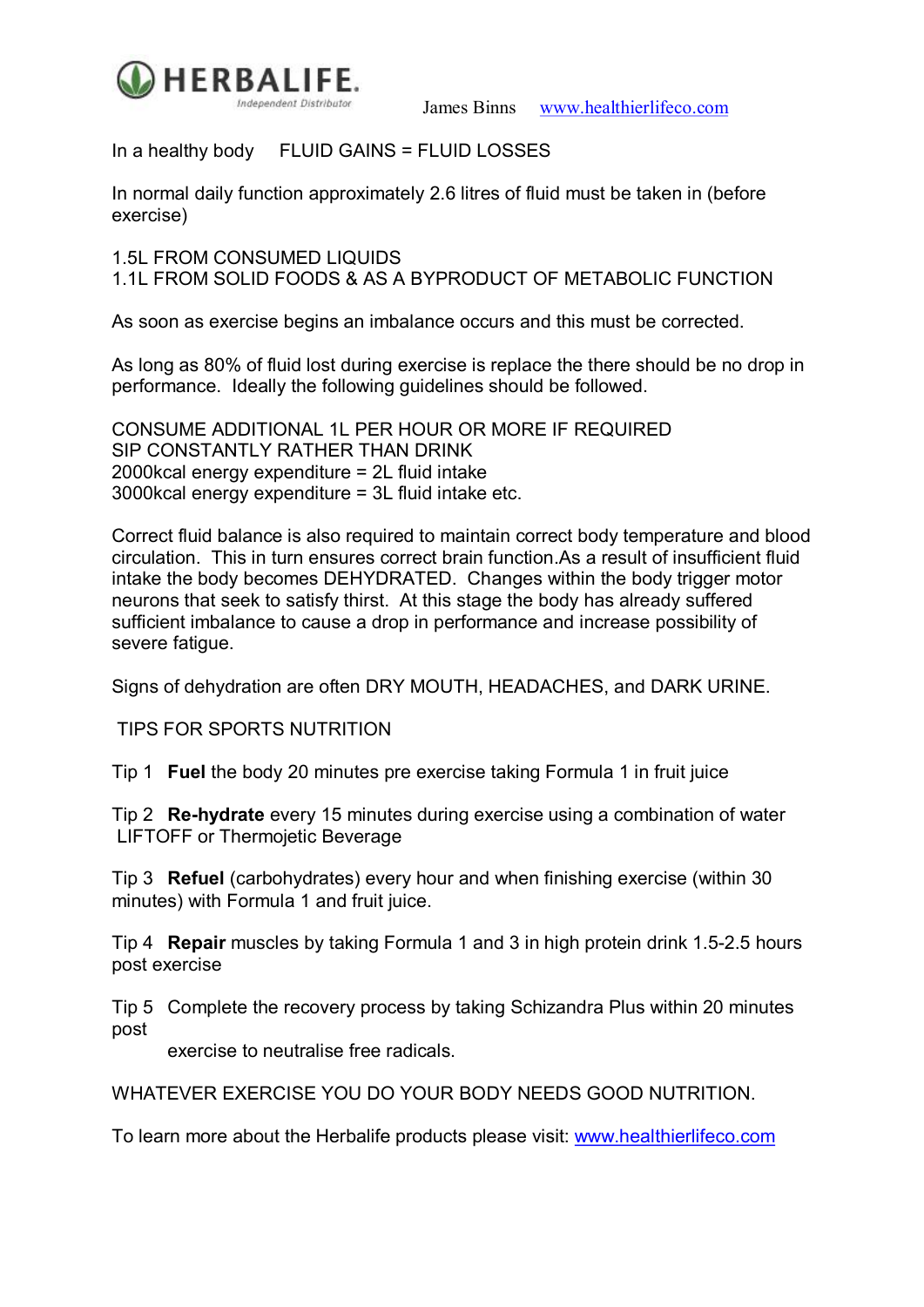**HERBALIFE.** Independent Distributor James Binns [www.healthierlifeco.com](http://www.healthierlifeco.com)

In a healthy body FLUID GAINS = FLUID LOSSES

In normal daily function approximately 2.6 litres of fluid must be taken in (before exercise)

1.5L FROM CONSUMED LIQUIDS
1.1L FROM SOLID FOODS & AS A BYPRODUCT OF METABOLIC FUNCTION

As soon as exercise begins an imbalance occurs and this must be corrected.

As long as 80% of fluid lost during exercise is replace the there should be no drop in performance. Ideally the following guidelines should be followed.

CONSUME ADDITIONAL 1L PER HOUR OR MORE IF REQUIRED
SIP CONSTANTLY RATHER THAN DRINK
2000kcal energy expenditure = 2L fluid intake
3000kcal energy expenditure = 3L fluid intake etc.

Correct fluid balance is also required to maintain correct body temperature and blood circulation. This in turn ensures correct brain function.As a result of insufficient fluid intake the body becomes DEHYDRATED. Changes within the body trigger motor neurons that seek to satisfy thirst. At this stage the body has already suffered sufficient imbalance to cause a drop in performance and increase possibility of severe fatigue.

Signs of dehydration are often DRY MOUTH, HEADACHES, and DARK URINE.

TIPS FOR SPORTS NUTRITION

Tip 1 **Fuel** the body 20 minutes pre exercise taking Formula 1 in fruit juice

Tip 2 **Re-hydrate** every 15 minutes during exercise using a combination of water LIFTOFF or Thermojetic Beverage

Tip 3 **Refuel** (carbohydrates) every hour and when finishing exercise (within 30 minutes) with Formula 1 and fruit juice.

Tip 4 **Repair** muscles by taking Formula 1 and 3 in high protein drink 1.5-2.5 hours post exercise

Tip 5 Complete the recovery process by taking Schizandra Plus within 20 minutes post exercise to neutralise free radicals.

WHATEVER EXERCISE YOU DO YOUR BODY NEEDS GOOD NUTRITION.

To learn more about the Herbalife products please visit: [www.healthierlifeco.com](http://www.healthierlifeco.com)